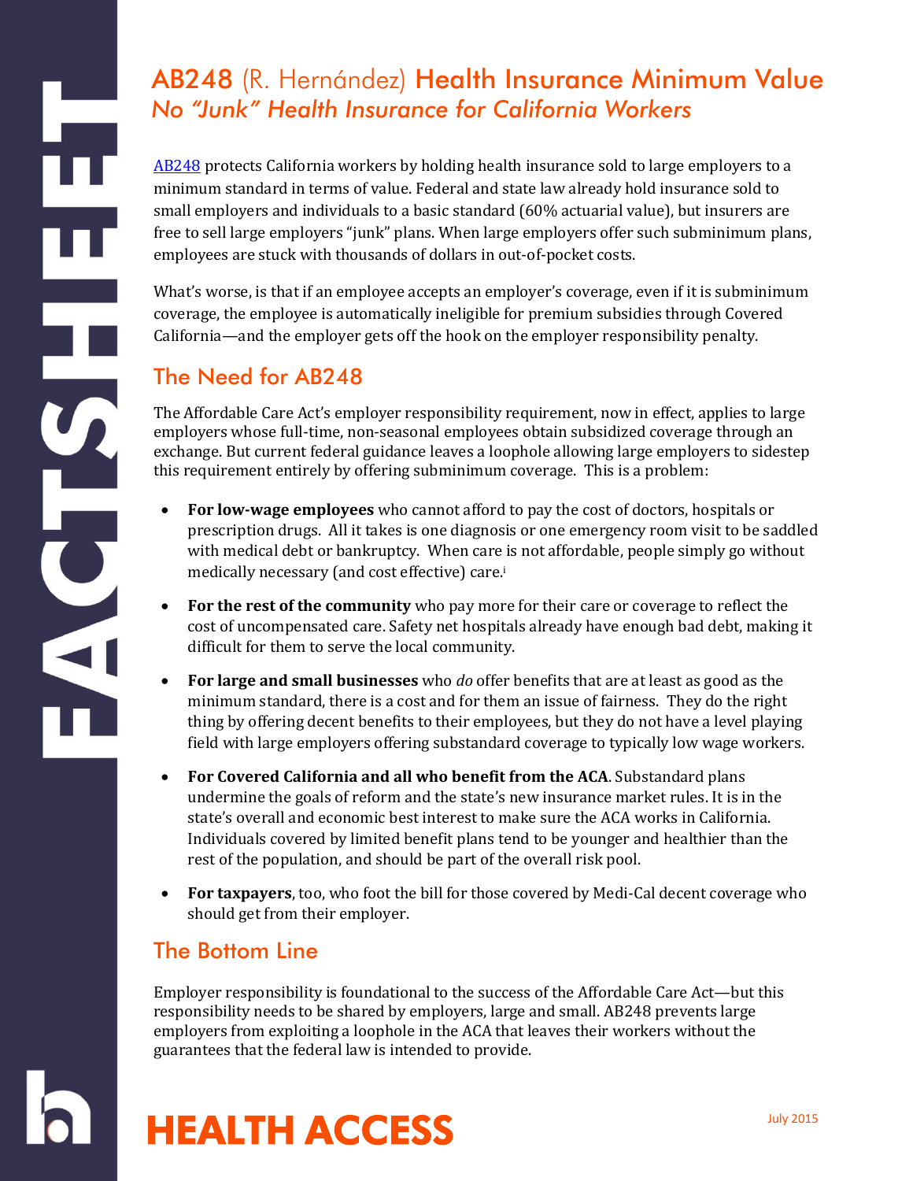# AB248 (R. Hernández) Health Insurance Minimum Value

## *No "Junk" Health Insurance for California Workers*

AB248 protects California workers by holding health insurance sold to large employers to a minimum standard in terms of value. Federal and state law already hold insurance sold to small employers and individuals to a basic standard (60% actuarial value), but insurers are free to sell large employers "junk" plans. When large employers offer such subminimum plans, employees are stuck with thousands of dollars in out-of-pocket costs.

What's worse, is that if an employee accepts an employer's coverage, even if it is subminimum coverage, the employee is automatically ineligible for premium subsidies through Covered California—and the employer gets off the hook on the employer responsibility penalty.

## The Need for AB248

The Affordable Care Act's employer responsibility requirement, now in effect, applies to large employers whose full-time, non-seasonal employees obtain subsidized coverage through an exchange. But current federal guidance leaves a loophole allowing large employers to sidestep this requirement entirely by offering subminimum coverage. This is a problem:

- **For low-wage employees** who cannot afford to pay the cost of doctors, hospitals or prescription drugs. All it takes is one diagnosis or one emergency room visit to be saddled with medical debt or bankruptcy. When care is not affordable, people simply go without medically necessary (and cost effective) care.[i]
- **For the rest of the community** who pay more for their care or coverage to reflect the cost of uncompensated care. Safety net hospitals already have enough bad debt, making it difficult for them to serve the local community.
- **For large and small businesses** who *do* offer benefits that are at least as good as the minimum standard, there is a cost and for them an issue of fairness. They do the right thing by offering decent benefits to their employees, but they do not have a level playing field with large employers offering substandard coverage to typically low wage workers.
- **For Covered California and all who benefit from the ACA**. Substandard plans undermine the goals of reform and the state's new insurance market rules. It is in the state's overall and economic best interest to make sure the ACA works in California. Individuals covered by limited benefit plans tend to be younger and healthier than the rest of the population, and should be part of the overall risk pool.
- **For taxpayers**, too, who foot the bill for those covered by Medi-Cal decent coverage who should get from their employer.

## The Bottom Line

Employer responsibility is foundational to the success of the Affordable Care Act—but this responsibility needs to be shared by employers, large and small. AB248 prevents large employers from exploiting a loophole in the ACA that leaves their workers without the guarantees that the federal law is intended to provide.

HEALTH ACCESS

July 2015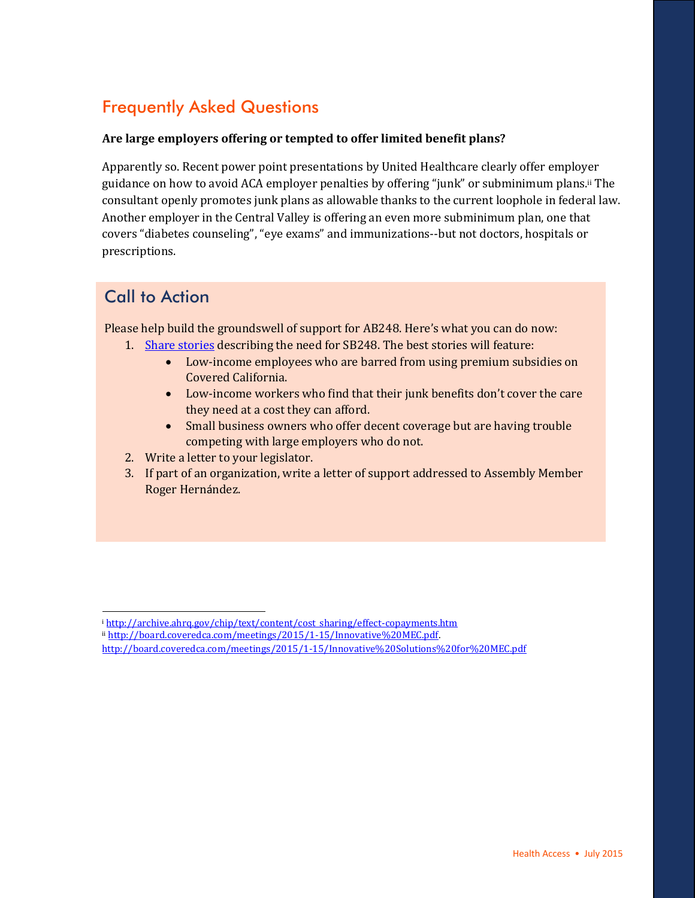## Frequently Asked Questions

**Are large employers offering or tempted to offer limited benefit plans?**

Apparently so. Recent power point presentations by United Healthcare clearly offer employer guidance on how to avoid ACA employer penalties by offering "junk" or subminimum plans.[ii] The consultant openly promotes junk plans as allowable thanks to the current loophole in federal law. Another employer in the Central Valley is offering an even more subminimum plan, one that covers "diabetes counseling", "eye exams" and immunizations--but not doctors, hospitals or prescriptions.

## Call to Action

Please help build the groundswell of support for AB248. Here's what you can do now:

1. Share stories describing the need for SB248. The best stories will feature:
   - Low-income employees who are barred from using premium subsidies on Covered California.
   - Low-income workers who find that their junk benefits don't cover the care they need at a cost they can afford.
   - Small business owners who offer decent coverage but are having trouble competing with large employers who do not.
2. Write a letter to your legislator.
3. If part of an organization, write a letter of support addressed to Assembly Member Roger Hernández.

---

[i] http://archive.ahrq.gov/chip/text/content/cost_sharing/effect-copayments.htm

[ii] http://board.coveredca.com/meetings/2015/1-15/Innovative%20MEC.pdf.
http://board.coveredca.com/meetings/2015/1-15/Innovative%20Solutions%20for%20MEC.pdf